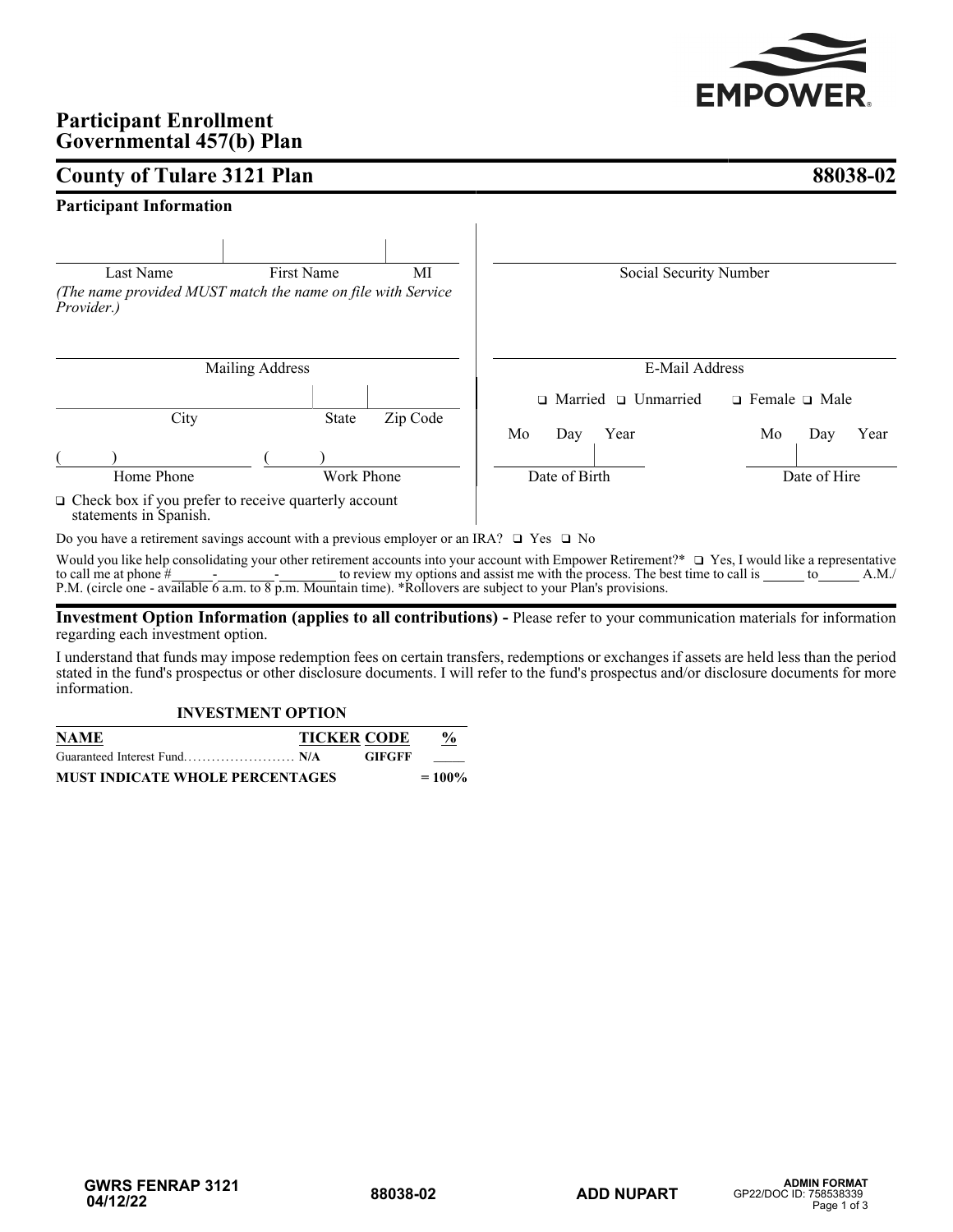# Participant Enrollment
# Governmental 457(b) Plan

## County of Tulare 3121 Plan — 88038-02

### Participant Information

| Last Name | First Name | MI |
|---|---|---|
| | | |

*(The name provided MUST match the name on file with Service Provider.)*

Social Security Number: ____________________

Mailing Address: ____________________

E-Mail Address: ____________________

| City | State | Zip Code |
|---|---|---|
| | | |

❑ Married ❑ Unmarried ❑ Female ❑ Male

Home Phone: (     ) ____________ Work Phone: (     ) ____________

Date of Birth: Mo ____ Day ____ Year ____

Date of Hire: Mo ____ Day ____ Year ____

❑ Check box if you prefer to receive quarterly account statements in Spanish.

Do you have a retirement savings account with a previous employer or an IRA? ❑ Yes ❑ No

Would you like help consolidating your other retirement accounts into your account with Empower Retirement?* ❑ Yes, I would like a representative to call me at phone #_____-______-______ to review my options and assist me with the process. The best time to call is _____ to _____ A.M./P.M. (circle one - available 6 a.m. to 8 p.m. Mountain time). *Rollovers are subject to your Plan's provisions.

**Investment Option Information (applies to all contributions) -** Please refer to your communication materials for information regarding each investment option.

I understand that funds may impose redemption fees on certain transfers, redemptions or exchanges if assets are held less than the period stated in the fund's prospectus or other disclosure documents. I will refer to the fund's prospectus and/or disclosure documents for more information.

**INVESTMENT OPTION**

| NAME | TICKER | CODE | % |
|---|---|---|---|
| Guaranteed Interest Fund | N/A | GIFGFF | ____ |
| **MUST INDICATE WHOLE PERCENTAGES** | | | **= 100%** |

GWRS FENRAP 3121 04/12/22 — 88038-02 — ADD NUPART — ADMIN FORMAT GP22/DOC ID: 758538339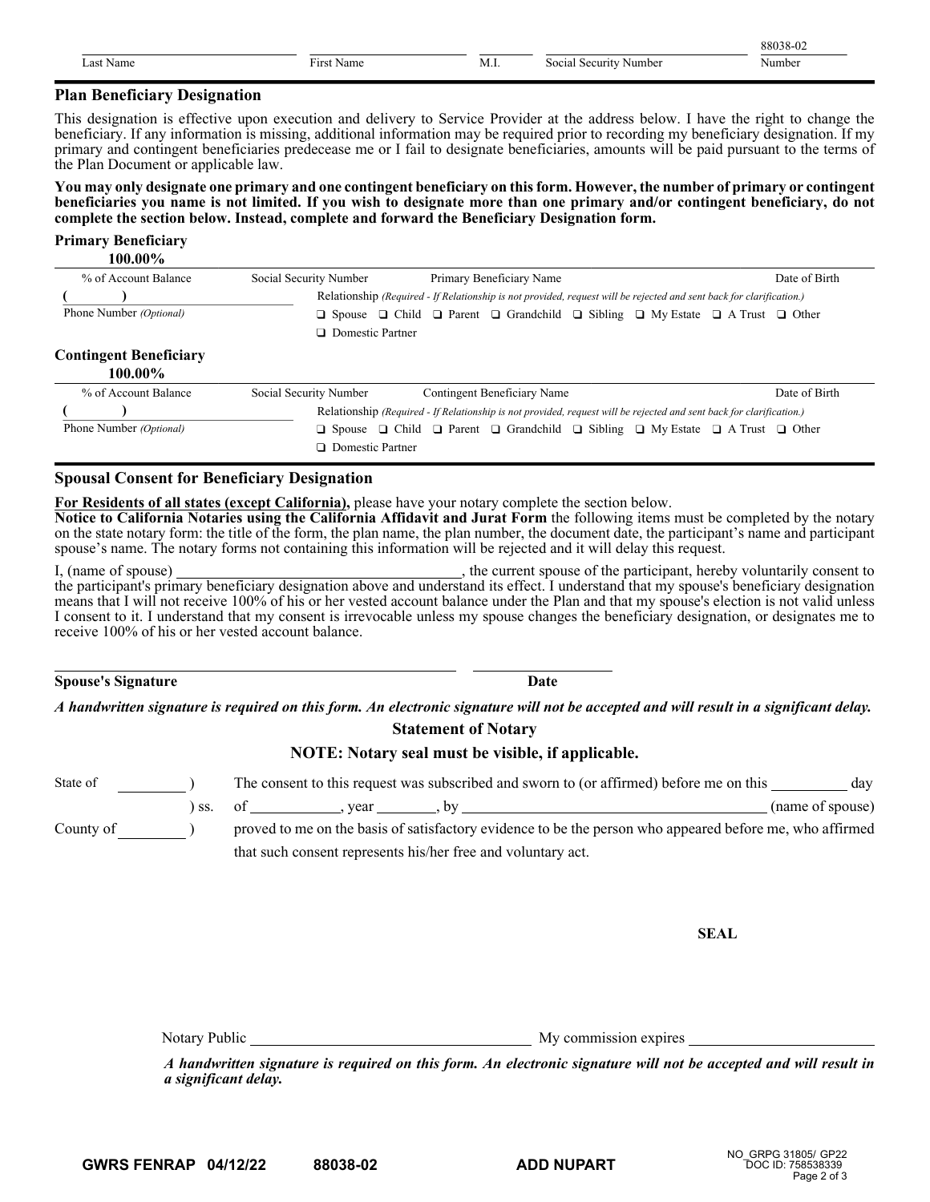| Last Name | First Name | M.I. | Social Security Number | 88038-02<br>Number |
|---|---|---|---|---|

## Plan Beneficiary Designation

This designation is effective upon execution and delivery to Service Provider at the address below. I have the right to change the beneficiary. If any information is missing, additional information may be required prior to recording my beneficiary designation. If my primary and contingent beneficiaries predecease me or I fail to designate beneficiaries, amounts will be paid pursuant to the terms of the Plan Document or applicable law.

**You may only designate one primary and one contingent beneficiary on this form. However, the number of primary or contingent beneficiaries you name is not limited. If you wish to designate more than one primary and/or contingent beneficiary, do not complete the section below. Instead, complete and forward the Beneficiary Designation form.**

**Primary Beneficiary**

**100.00%**

% of Account Balance | Social Security Number | Primary Beneficiary Name | Date of Birth

( ) 
Phone Number *(Optional)*

Relationship *(Required - If Relationship is not provided, request will be rejected and sent back for clarification.)*

❑ Spouse ❑ Child ❑ Parent ❑ Grandchild ❑ Sibling ❑ My Estate ❑ A Trust ❑ Other ❑ Domestic Partner

**Contingent Beneficiary**

**100.00%**

% of Account Balance | Social Security Number | Contingent Beneficiary Name | Date of Birth

( ) 
Phone Number *(Optional)*

Relationship *(Required - If Relationship is not provided, request will be rejected and sent back for clarification.)*

❑ Spouse ❑ Child ❑ Parent ❑ Grandchild ❑ Sibling ❑ My Estate ❑ A Trust ❑ Other ❑ Domestic Partner

## Spousal Consent for Beneficiary Designation

**For Residents of all states (except California),** please have your notary complete the section below.

**Notice to California Notaries using the California Affidavit and Jurat Form** the following items must be completed by the notary on the state notary form: the title of the form, the plan name, the plan number, the document date, the participant's name and participant spouse's name. The notary forms not containing this information will be rejected and it will delay this request.

I, (name of spouse) ______________________, the current spouse of the participant, hereby voluntarily consent to the participant's primary beneficiary designation above and understand its effect. I understand that my spouse's beneficiary designation means that I will not receive 100% of his or her vested account balance under the Plan and that my spouse's election is not valid unless I consent to it. I understand that my consent is irrevocable unless my spouse changes the beneficiary designation, or designates me to receive 100% of his or her vested account balance.

______________________________ ______________

**Spouse's Signature** **Date**

***A handwritten signature is required on this form. An electronic signature will not be accepted and will result in a significant delay.***

**Statement of Notary**

**NOTE: Notary seal must be visible, if applicable.**

State of ________ )
) ss.
County of ________ )

The consent to this request was subscribed and sworn to (or affirmed) before me on this ________ day of __________, year ______, by ______________________ (name of spouse) proved to me on the basis of satisfactory evidence to be the person who appeared before me, who affirmed that such consent represents his/her free and voluntary act.

**SEAL**

Notary Public ______________________ My commission expires ______________

***A handwritten signature is required on this form. An electronic signature will not be accepted and will result in a significant delay.***

**GWRS FENRAP 04/12/22** **88038-02** **ADD NUPART** NO_GRPG 31805/ GP22 DOC ID: 758538339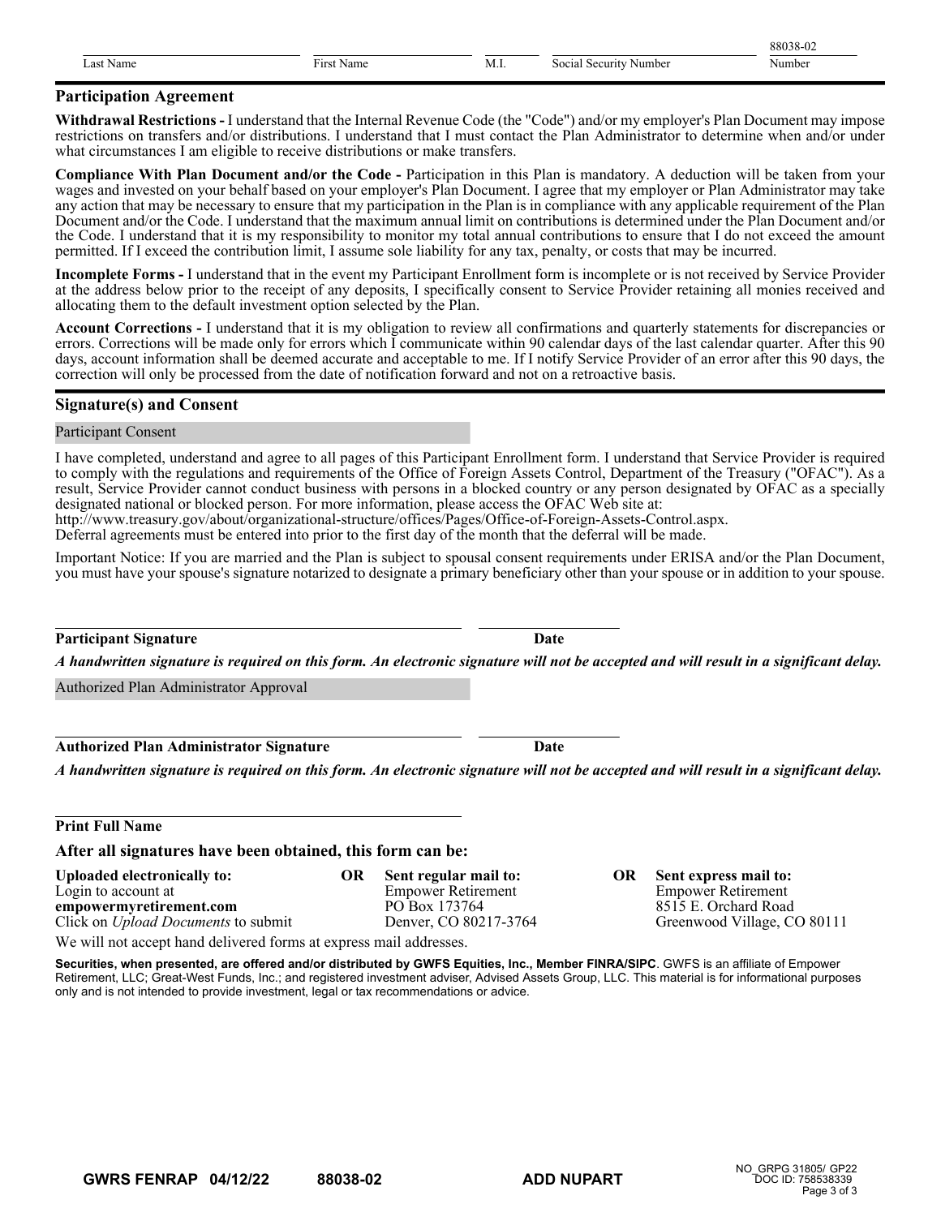| Last Name | First Name | M.I. | Social Security Number | 88038-02 Number |
|---|---|---|---|---|

## Participation Agreement

**Withdrawal Restrictions -** I understand that the Internal Revenue Code (the "Code") and/or my employer's Plan Document may impose restrictions on transfers and/or distributions. I understand that I must contact the Plan Administrator to determine when and/or under what circumstances I am eligible to receive distributions or make transfers.

**Compliance With Plan Document and/or the Code -** Participation in this Plan is mandatory. A deduction will be taken from your wages and invested on your behalf based on your employer's Plan Document. I agree that my employer or Plan Administrator may take any action that may be necessary to ensure that my participation in the Plan is in compliance with any applicable requirement of the Plan Document and/or the Code. I understand that the maximum annual limit on contributions is determined under the Plan Document and/or the Code. I understand that it is my responsibility to monitor my total annual contributions to ensure that I do not exceed the amount permitted. If I exceed the contribution limit, I assume sole liability for any tax, penalty, or costs that may be incurred.

**Incomplete Forms -** I understand that in the event my Participant Enrollment form is incomplete or is not received by Service Provider at the address below prior to the receipt of any deposits, I specifically consent to Service Provider retaining all monies received and allocating them to the default investment option selected by the Plan.

**Account Corrections -** I understand that it is my obligation to review all confirmations and quarterly statements for discrepancies or errors. Corrections will be made only for errors which I communicate within 90 calendar days of the last calendar quarter. After this 90 days, account information shall be deemed accurate and acceptable to me. If I notify Service Provider of an error after this 90 days, the correction will only be processed from the date of notification forward and not on a retroactive basis.

## Signature(s) and Consent

Participant Consent

I have completed, understand and agree to all pages of this Participant Enrollment form. I understand that Service Provider is required to comply with the regulations and requirements of the Office of Foreign Assets Control, Department of the Treasury ("OFAC"). As a result, Service Provider cannot conduct business with persons in a blocked country or any person designated by OFAC as a specially designated national or blocked person. For more information, please access the OFAC Web site at:
http://www.treasury.gov/about/organizational-structure/offices/Pages/Office-of-Foreign-Assets-Control.aspx.
Deferral agreements must be entered into prior to the first day of the month that the deferral will be made.

Important Notice: If you are married and the Plan is subject to spousal consent requirements under ERISA and/or the Plan Document, you must have your spouse's signature notarized to designate a primary beneficiary other than your spouse or in addition to your spouse.

**Participant Signature** **Date**

***A handwritten signature is required on this form. An electronic signature will not be accepted and will result in a significant delay.***

Authorized Plan Administrator Approval

**Authorized Plan Administrator Signature** **Date**

***A handwritten signature is required on this form. An electronic signature will not be accepted and will result in a significant delay.***

**Print Full Name**

### After all signatures have been obtained, this form can be:

**Uploaded electronically to:**
Login to account at
**empowermyretirement.com**
Click on *Upload Documents* to submit

**OR**

**Sent regular mail to:**
Empower Retirement
PO Box 173764
Denver, CO 80217-3764

**OR**

**Sent express mail to:**
Empower Retirement
8515 E. Orchard Road
Greenwood Village, CO 80111

We will not accept hand delivered forms at express mail addresses.

**Securities, when presented, are offered and/or distributed by GWFS Equities, Inc., Member FINRA/SIPC**. GWFS is an affiliate of Empower Retirement, LLC; Great-West Funds, Inc.; and registered investment adviser, Advised Assets Group, LLC. This material is for informational purposes only and is not intended to provide investment, legal or tax recommendations or advice.

**GWRS FENRAP 04/12/22** **88038-02** **ADD NUPART** NO_GRPG 31805/ GP22 DOC ID: 758538339